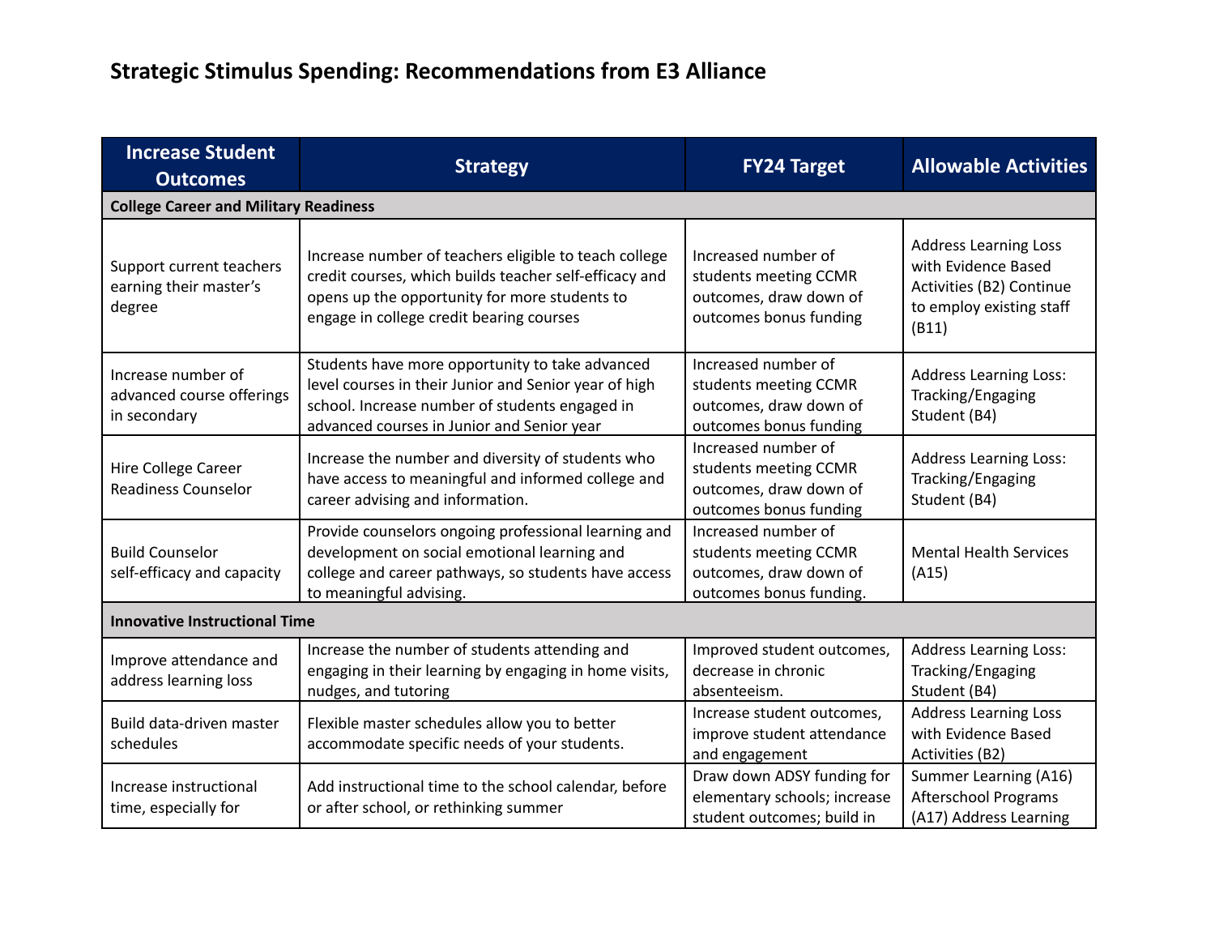# Strategic Stimulus Spending: Recommendations from E3 Alliance

| Increase Student Outcomes | Strategy | FY24 Target | Allowable Activities |
|---|---|---|---|
| **College Career and Military Readiness** | | | |
| Support current teachers earning their master's degree | Increase number of teachers eligible to teach college credit courses, which builds teacher self-efficacy and opens up the opportunity for more students to engage in college credit bearing courses | Increased number of students meeting CCMR outcomes, draw down of outcomes bonus funding | Address Learning Loss with Evidence Based Activities (B2) Continue to employ existing staff (B11) |
| Increase number of advanced course offerings in secondary | Students have more opportunity to take advanced level courses in their Junior and Senior year of high school. Increase number of students engaged in advanced courses in Junior and Senior year | Increased number of students meeting CCMR outcomes, draw down of outcomes bonus funding | Address Learning Loss: Tracking/Engaging Student (B4) |
| Hire College Career Readiness Counselor | Increase the number and diversity of students who have access to meaningful and informed college and career advising and information. | Increased number of students meeting CCMR outcomes, draw down of outcomes bonus funding | Address Learning Loss: Tracking/Engaging Student (B4) |
| Build Counselor self-efficacy and capacity | Provide counselors ongoing professional learning and development on social emotional learning and college and career pathways, so students have access to meaningful advising. | Increased number of students meeting CCMR outcomes, draw down of outcomes bonus funding. | Mental Health Services (A15) |
| **Innovative Instructional Time** | | | |
| Improve attendance and address learning loss | Increase the number of students attending and engaging in their learning by engaging in home visits, nudges, and tutoring | Improved student outcomes, decrease in chronic absenteeism. | Address Learning Loss: Tracking/Engaging Student (B4) |
| Build data-driven master schedules | Flexible master schedules allow you to better accommodate specific needs of your students. | Increase student outcomes, improve student attendance and engagement | Address Learning Loss with Evidence Based Activities (B2) |
| Increase instructional time, especially for | Add instructional time to the school calendar, before or after school, or rethinking summer | Draw down ADSY funding for elementary schools; increase student outcomes; build in | Summer Learning (A16) Afterschool Programs (A17) Address Learning |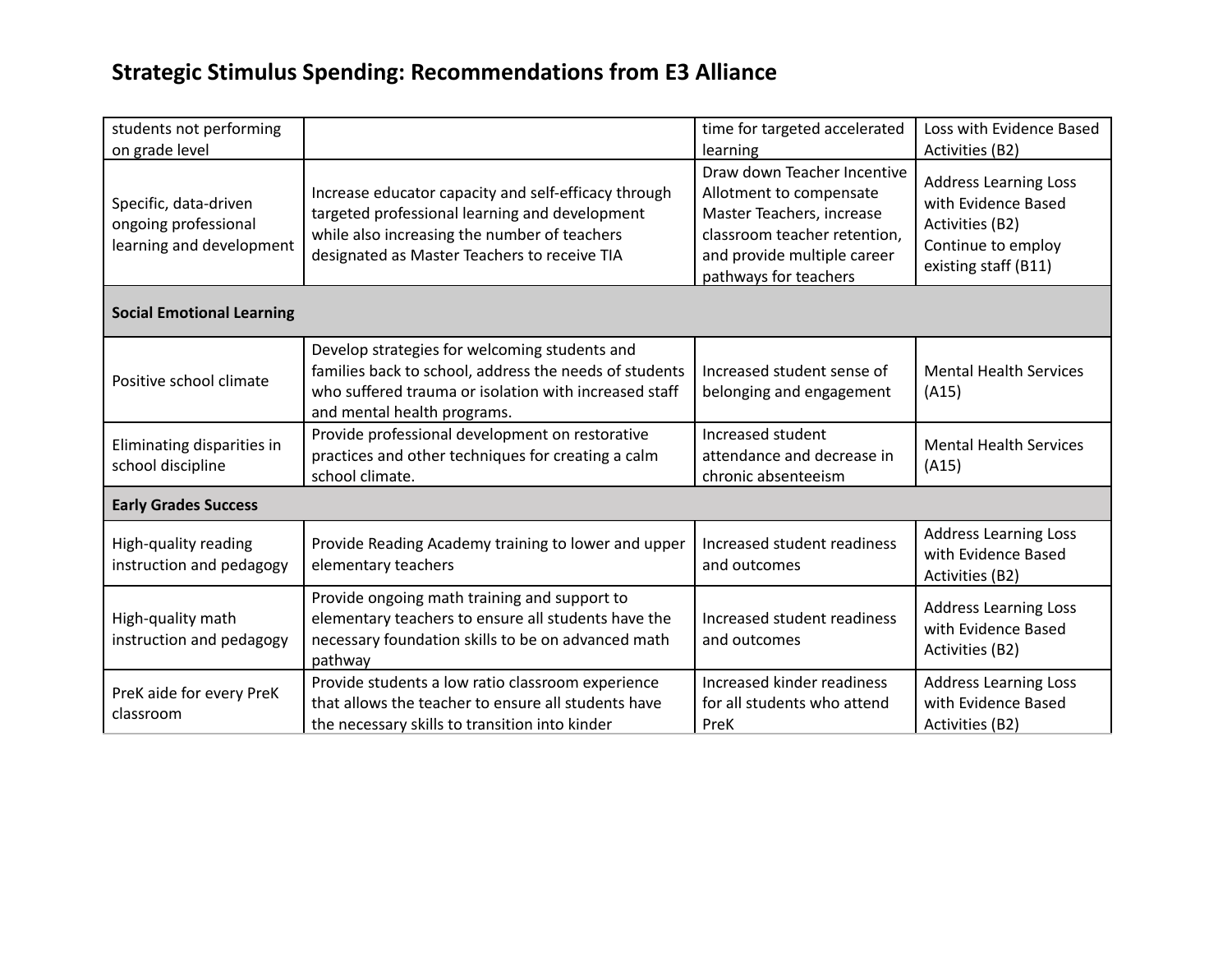# Strategic Stimulus Spending: Recommendations from E3 Alliance

| | | | |
|---|---|---|---|
| students not performing on grade level | | time for targeted accelerated learning | Loss with Evidence Based Activities (B2) |
| Specific, data-driven ongoing professional learning and development | Increase educator capacity and self-efficacy through targeted professional learning and development while also increasing the number of teachers designated as Master Teachers to receive TIA | Draw down Teacher Incentive Allotment to compensate Master Teachers, increase classroom teacher retention, and provide multiple career pathways for teachers | Address Learning Loss with Evidence Based Activities (B2) Continue to employ existing staff (B11) |
| **Social Emotional Learning** | | | |
| Positive school climate | Develop strategies for welcoming students and families back to school, address the needs of students who suffered trauma or isolation with increased staff and mental health programs. | Increased student sense of belonging and engagement | Mental Health Services (A15) |
| Eliminating disparities in school discipline | Provide professional development on restorative practices and other techniques for creating a calm school climate. | Increased student attendance and decrease in chronic absenteeism | Mental Health Services (A15) |
| **Early Grades Success** | | | |
| High-quality reading instruction and pedagogy | Provide Reading Academy training to lower and upper elementary teachers | Increased student readiness and outcomes | Address Learning Loss with Evidence Based Activities (B2) |
| High-quality math instruction and pedagogy | Provide ongoing math training and support to elementary teachers to ensure all students have the necessary foundation skills to be on advanced math pathway | Increased student readiness and outcomes | Address Learning Loss with Evidence Based Activities (B2) |
| PreK aide for every PreK classroom | Provide students a low ratio classroom experience that allows the teacher to ensure all students have the necessary skills to transition into kinder | Increased kinder readiness for all students who attend PreK | Address Learning Loss with Evidence Based Activities (B2) |